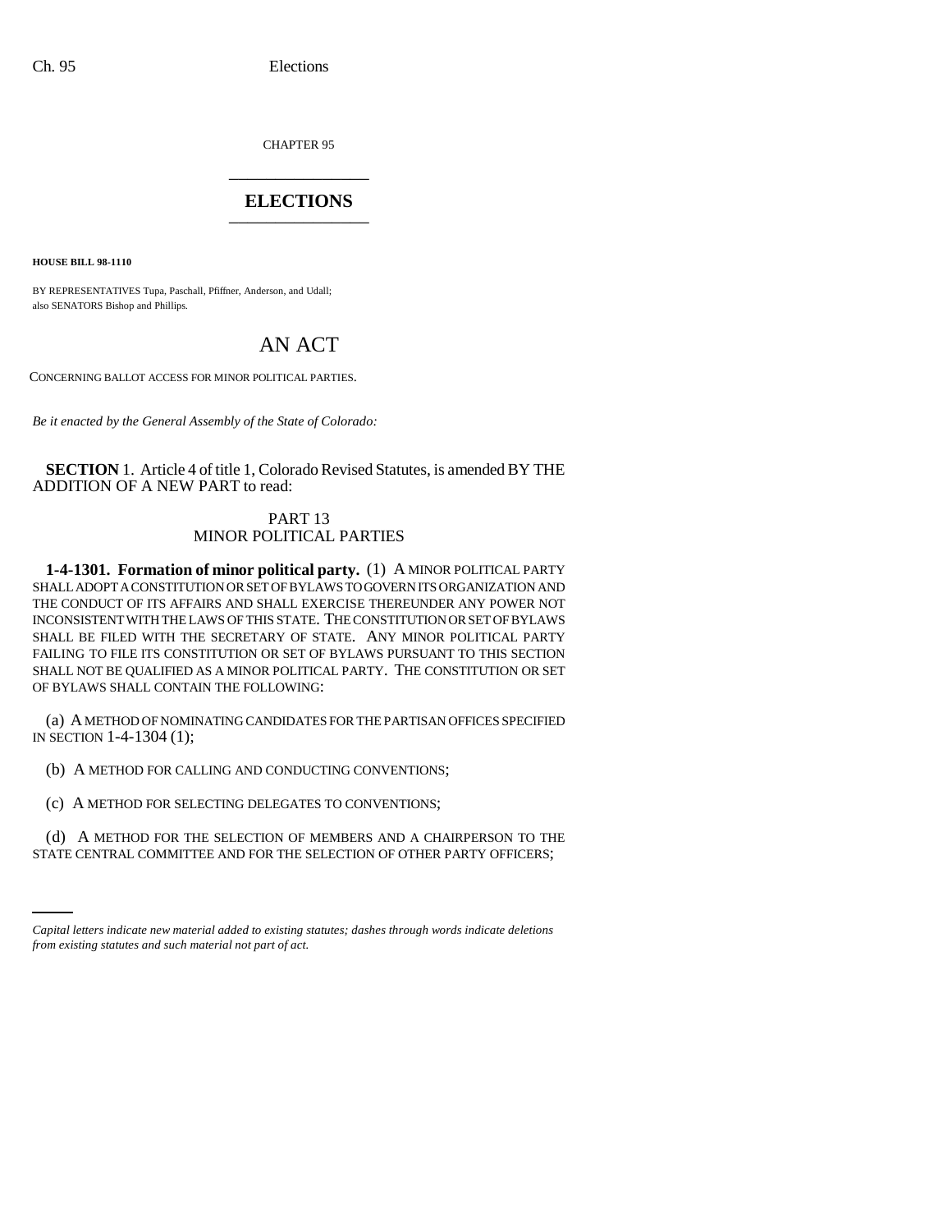CHAPTER 95

# ELECTIONS

**HOUSE BILL 98-1110**

BY REPRESENTATIVES Tupa, Paschall, Pfiffner, Anderson, and Udall;
also SENATORS Bishop and Phillips.

# AN ACT

CONCERNING BALLOT ACCESS FOR MINOR POLITICAL PARTIES.

*Be it enacted by the General Assembly of the State of Colorado:*

**SECTION 1.** Article 4 of title 1, Colorado Revised Statutes, is amended BY THE ADDITION OF A NEW PART to read:

## PART 13
## MINOR POLITICAL PARTIES

**1-4-1301. Formation of minor political party.** (1) A MINOR POLITICAL PARTY SHALL ADOPT A CONSTITUTION OR SET OF BYLAWS TO GOVERN ITS ORGANIZATION AND THE CONDUCT OF ITS AFFAIRS AND SHALL EXERCISE THEREUNDER ANY POWER NOT INCONSISTENT WITH THE LAWS OF THIS STATE. THE CONSTITUTION OR SET OF BYLAWS SHALL BE FILED WITH THE SECRETARY OF STATE. ANY MINOR POLITICAL PARTY FAILING TO FILE ITS CONSTITUTION OR SET OF BYLAWS PURSUANT TO THIS SECTION SHALL NOT BE QUALIFIED AS A MINOR POLITICAL PARTY. THE CONSTITUTION OR SET OF BYLAWS SHALL CONTAIN THE FOLLOWING:

(a) A METHOD OF NOMINATING CANDIDATES FOR THE PARTISAN OFFICES SPECIFIED IN SECTION 1-4-1304 (1);

(b) A METHOD FOR CALLING AND CONDUCTING CONVENTIONS;

(c) A METHOD FOR SELECTING DELEGATES TO CONVENTIONS;

(d) A METHOD FOR THE SELECTION OF MEMBERS AND A CHAIRPERSON TO THE STATE CENTRAL COMMITTEE AND FOR THE SELECTION OF OTHER PARTY OFFICERS;

*Capital letters indicate new material added to existing statutes; dashes through words indicate deletions from existing statutes and such material not part of act.*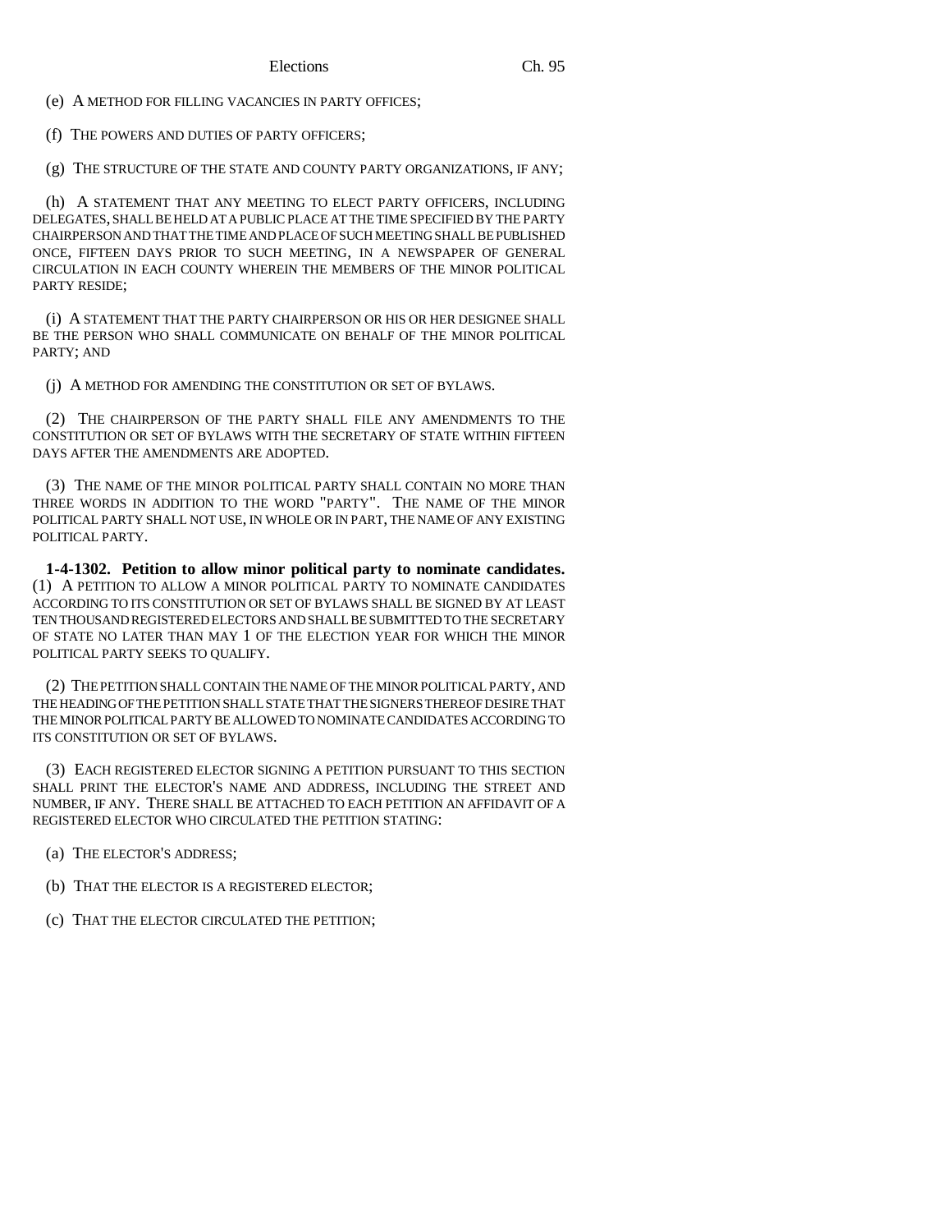(e) A METHOD FOR FILLING VACANCIES IN PARTY OFFICES;

(f) THE POWERS AND DUTIES OF PARTY OFFICERS;

(g) THE STRUCTURE OF THE STATE AND COUNTY PARTY ORGANIZATIONS, IF ANY;

(h) A STATEMENT THAT ANY MEETING TO ELECT PARTY OFFICERS, INCLUDING DELEGATES, SHALL BE HELD AT A PUBLIC PLACE AT THE TIME SPECIFIED BY THE PARTY CHAIRPERSON AND THAT THE TIME AND PLACE OF SUCH MEETING SHALL BE PUBLISHED ONCE, FIFTEEN DAYS PRIOR TO SUCH MEETING, IN A NEWSPAPER OF GENERAL CIRCULATION IN EACH COUNTY WHEREIN THE MEMBERS OF THE MINOR POLITICAL PARTY RESIDE;

(i) A STATEMENT THAT THE PARTY CHAIRPERSON OR HIS OR HER DESIGNEE SHALL BE THE PERSON WHO SHALL COMMUNICATE ON BEHALF OF THE MINOR POLITICAL PARTY; AND

(j) A METHOD FOR AMENDING THE CONSTITUTION OR SET OF BYLAWS.

(2) THE CHAIRPERSON OF THE PARTY SHALL FILE ANY AMENDMENTS TO THE CONSTITUTION OR SET OF BYLAWS WITH THE SECRETARY OF STATE WITHIN FIFTEEN DAYS AFTER THE AMENDMENTS ARE ADOPTED.

(3) THE NAME OF THE MINOR POLITICAL PARTY SHALL CONTAIN NO MORE THAN THREE WORDS IN ADDITION TO THE WORD "PARTY". THE NAME OF THE MINOR POLITICAL PARTY SHALL NOT USE, IN WHOLE OR IN PART, THE NAME OF ANY EXISTING POLITICAL PARTY.

**1-4-1302. Petition to allow minor political party to nominate candidates.** (1) A PETITION TO ALLOW A MINOR POLITICAL PARTY TO NOMINATE CANDIDATES ACCORDING TO ITS CONSTITUTION OR SET OF BYLAWS SHALL BE SIGNED BY AT LEAST TEN THOUSAND REGISTERED ELECTORS AND SHALL BE SUBMITTED TO THE SECRETARY OF STATE NO LATER THAN MAY 1 OF THE ELECTION YEAR FOR WHICH THE MINOR POLITICAL PARTY SEEKS TO QUALIFY.

(2) THE PETITION SHALL CONTAIN THE NAME OF THE MINOR POLITICAL PARTY, AND THE HEADING OF THE PETITION SHALL STATE THAT THE SIGNERS THEREOF DESIRE THAT THE MINOR POLITICAL PARTY BE ALLOWED TO NOMINATE CANDIDATES ACCORDING TO ITS CONSTITUTION OR SET OF BYLAWS.

(3) EACH REGISTERED ELECTOR SIGNING A PETITION PURSUANT TO THIS SECTION SHALL PRINT THE ELECTOR'S NAME AND ADDRESS, INCLUDING THE STREET AND NUMBER, IF ANY. THERE SHALL BE ATTACHED TO EACH PETITION AN AFFIDAVIT OF A REGISTERED ELECTOR WHO CIRCULATED THE PETITION STATING:

(a) THE ELECTOR'S ADDRESS;

(b) THAT THE ELECTOR IS A REGISTERED ELECTOR;

(c) THAT THE ELECTOR CIRCULATED THE PETITION;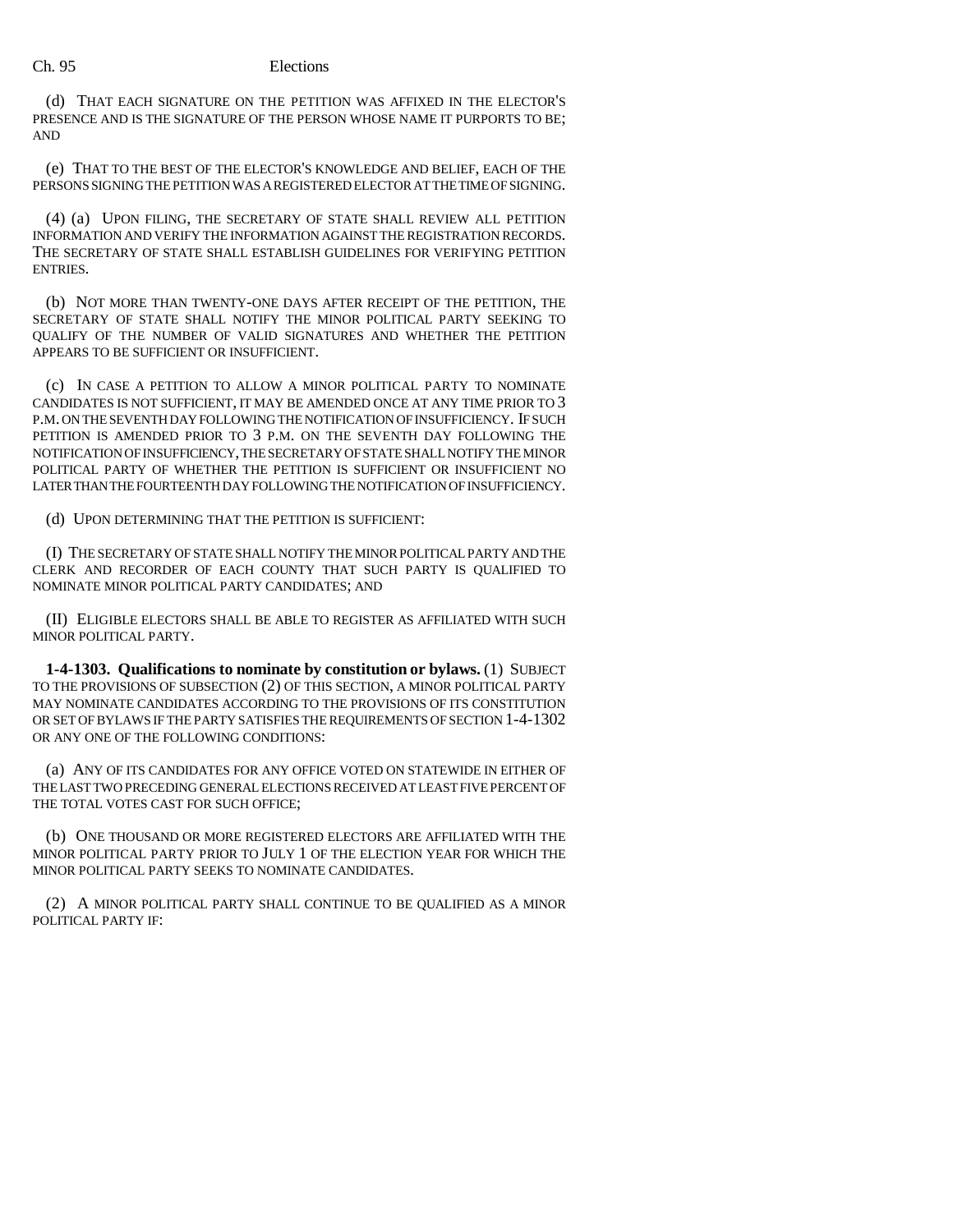(d) THAT EACH SIGNATURE ON THE PETITION WAS AFFIXED IN THE ELECTOR'S PRESENCE AND IS THE SIGNATURE OF THE PERSON WHOSE NAME IT PURPORTS TO BE; AND

(e) THAT TO THE BEST OF THE ELECTOR'S KNOWLEDGE AND BELIEF, EACH OF THE PERSONS SIGNING THE PETITION WAS A REGISTERED ELECTOR AT THE TIME OF SIGNING.

(4) (a) UPON FILING, THE SECRETARY OF STATE SHALL REVIEW ALL PETITION INFORMATION AND VERIFY THE INFORMATION AGAINST THE REGISTRATION RECORDS. THE SECRETARY OF STATE SHALL ESTABLISH GUIDELINES FOR VERIFYING PETITION ENTRIES.

(b) NOT MORE THAN TWENTY-ONE DAYS AFTER RECEIPT OF THE PETITION, THE SECRETARY OF STATE SHALL NOTIFY THE MINOR POLITICAL PARTY SEEKING TO QUALIFY OF THE NUMBER OF VALID SIGNATURES AND WHETHER THE PETITION APPEARS TO BE SUFFICIENT OR INSUFFICIENT.

(c) IN CASE A PETITION TO ALLOW A MINOR POLITICAL PARTY TO NOMINATE CANDIDATES IS NOT SUFFICIENT, IT MAY BE AMENDED ONCE AT ANY TIME PRIOR TO 3 P.M. ON THE SEVENTH DAY FOLLOWING THE NOTIFICATION OF INSUFFICIENCY. IF SUCH PETITION IS AMENDED PRIOR TO 3 P.M. ON THE SEVENTH DAY FOLLOWING THE NOTIFICATION OF INSUFFICIENCY, THE SECRETARY OF STATE SHALL NOTIFY THE MINOR POLITICAL PARTY OF WHETHER THE PETITION IS SUFFICIENT OR INSUFFICIENT NO LATER THAN THE FOURTEENTH DAY FOLLOWING THE NOTIFICATION OF INSUFFICIENCY.

(d) UPON DETERMINING THAT THE PETITION IS SUFFICIENT:

(I) THE SECRETARY OF STATE SHALL NOTIFY THE MINOR POLITICAL PARTY AND THE CLERK AND RECORDER OF EACH COUNTY THAT SUCH PARTY IS QUALIFIED TO NOMINATE MINOR POLITICAL PARTY CANDIDATES; AND

(II) ELIGIBLE ELECTORS SHALL BE ABLE TO REGISTER AS AFFILIATED WITH SUCH MINOR POLITICAL PARTY.

**1-4-1303. Qualifications to nominate by constitution or bylaws.** (1) SUBJECT TO THE PROVISIONS OF SUBSECTION (2) OF THIS SECTION, A MINOR POLITICAL PARTY MAY NOMINATE CANDIDATES ACCORDING TO THE PROVISIONS OF ITS CONSTITUTION OR SET OF BYLAWS IF THE PARTY SATISFIES THE REQUIREMENTS OF SECTION 1-4-1302 OR ANY ONE OF THE FOLLOWING CONDITIONS:

(a) ANY OF ITS CANDIDATES FOR ANY OFFICE VOTED ON STATEWIDE IN EITHER OF THE LAST TWO PRECEDING GENERAL ELECTIONS RECEIVED AT LEAST FIVE PERCENT OF THE TOTAL VOTES CAST FOR SUCH OFFICE;

(b) ONE THOUSAND OR MORE REGISTERED ELECTORS ARE AFFILIATED WITH THE MINOR POLITICAL PARTY PRIOR TO JULY 1 OF THE ELECTION YEAR FOR WHICH THE MINOR POLITICAL PARTY SEEKS TO NOMINATE CANDIDATES.

(2) A MINOR POLITICAL PARTY SHALL CONTINUE TO BE QUALIFIED AS A MINOR POLITICAL PARTY IF: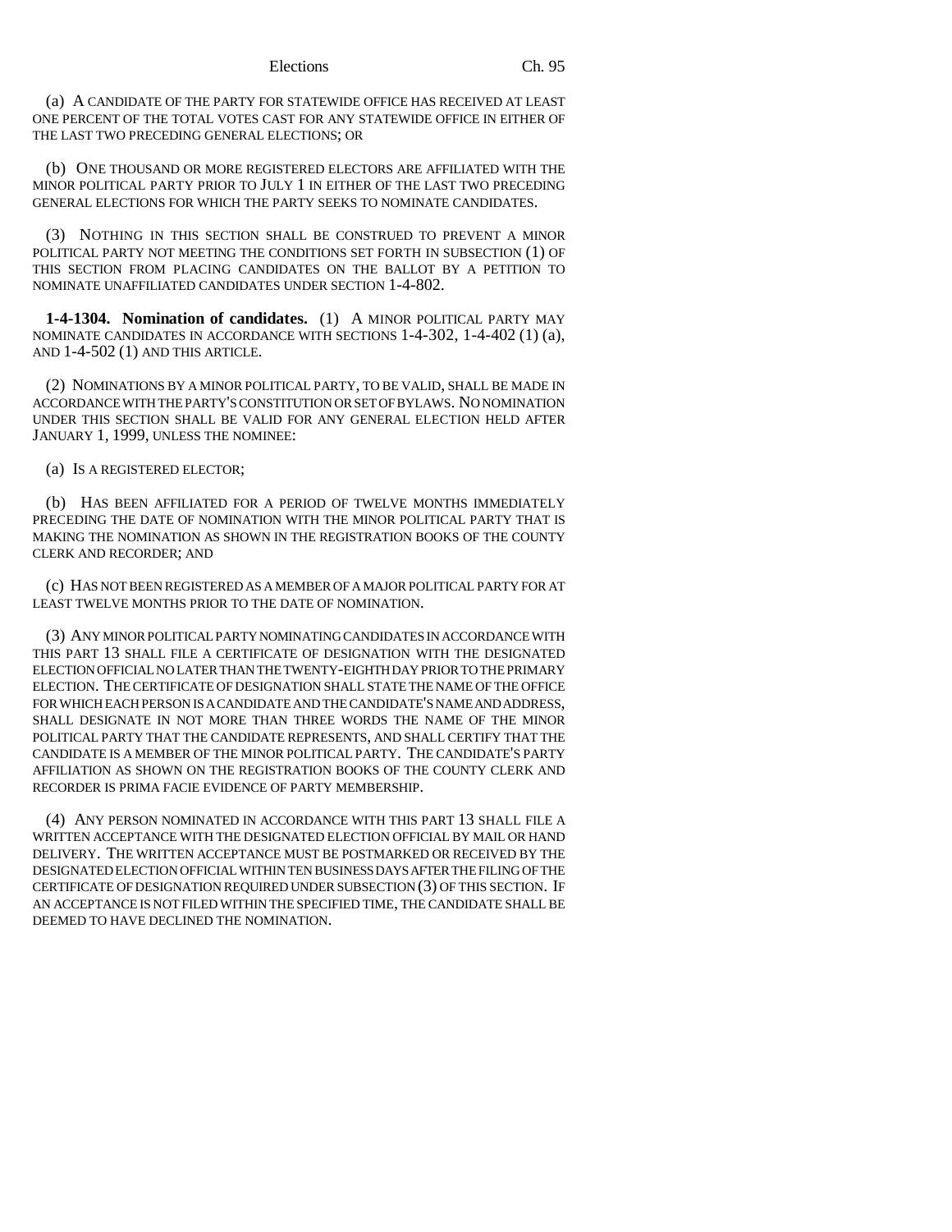(a) A CANDIDATE OF THE PARTY FOR STATEWIDE OFFICE HAS RECEIVED AT LEAST ONE PERCENT OF THE TOTAL VOTES CAST FOR ANY STATEWIDE OFFICE IN EITHER OF THE LAST TWO PRECEDING GENERAL ELECTIONS; OR

(b) ONE THOUSAND OR MORE REGISTERED ELECTORS ARE AFFILIATED WITH THE MINOR POLITICAL PARTY PRIOR TO JULY 1 IN EITHER OF THE LAST TWO PRECEDING GENERAL ELECTIONS FOR WHICH THE PARTY SEEKS TO NOMINATE CANDIDATES.

(3) NOTHING IN THIS SECTION SHALL BE CONSTRUED TO PREVENT A MINOR POLITICAL PARTY NOT MEETING THE CONDITIONS SET FORTH IN SUBSECTION (1) OF THIS SECTION FROM PLACING CANDIDATES ON THE BALLOT BY A PETITION TO NOMINATE UNAFFILIATED CANDIDATES UNDER SECTION 1-4-802.

**1-4-1304. Nomination of candidates.** (1) A MINOR POLITICAL PARTY MAY NOMINATE CANDIDATES IN ACCORDANCE WITH SECTIONS 1-4-302, 1-4-402 (1) (a), AND 1-4-502 (1) AND THIS ARTICLE.

(2) NOMINATIONS BY A MINOR POLITICAL PARTY, TO BE VALID, SHALL BE MADE IN ACCORDANCE WITH THE PARTY'S CONSTITUTION OR SET OF BYLAWS. NO NOMINATION UNDER THIS SECTION SHALL BE VALID FOR ANY GENERAL ELECTION HELD AFTER JANUARY 1, 1999, UNLESS THE NOMINEE:

(a) IS A REGISTERED ELECTOR;

(b) HAS BEEN AFFILIATED FOR A PERIOD OF TWELVE MONTHS IMMEDIATELY PRECEDING THE DATE OF NOMINATION WITH THE MINOR POLITICAL PARTY THAT IS MAKING THE NOMINATION AS SHOWN IN THE REGISTRATION BOOKS OF THE COUNTY CLERK AND RECORDER; AND

(c) HAS NOT BEEN REGISTERED AS A MEMBER OF A MAJOR POLITICAL PARTY FOR AT LEAST TWELVE MONTHS PRIOR TO THE DATE OF NOMINATION.

(3) ANY MINOR POLITICAL PARTY NOMINATING CANDIDATES IN ACCORDANCE WITH THIS PART 13 SHALL FILE A CERTIFICATE OF DESIGNATION WITH THE DESIGNATED ELECTION OFFICIAL NO LATER THAN THE TWENTY-EIGHTH DAY PRIOR TO THE PRIMARY ELECTION. THE CERTIFICATE OF DESIGNATION SHALL STATE THE NAME OF THE OFFICE FOR WHICH EACH PERSON IS A CANDIDATE AND THE CANDIDATE'S NAME AND ADDRESS, SHALL DESIGNATE IN NOT MORE THAN THREE WORDS THE NAME OF THE MINOR POLITICAL PARTY THAT THE CANDIDATE REPRESENTS, AND SHALL CERTIFY THAT THE CANDIDATE IS A MEMBER OF THE MINOR POLITICAL PARTY. THE CANDIDATE'S PARTY AFFILIATION AS SHOWN ON THE REGISTRATION BOOKS OF THE COUNTY CLERK AND RECORDER IS PRIMA FACIE EVIDENCE OF PARTY MEMBERSHIP.

(4) ANY PERSON NOMINATED IN ACCORDANCE WITH THIS PART 13 SHALL FILE A WRITTEN ACCEPTANCE WITH THE DESIGNATED ELECTION OFFICIAL BY MAIL OR HAND DELIVERY. THE WRITTEN ACCEPTANCE MUST BE POSTMARKED OR RECEIVED BY THE DESIGNATED ELECTION OFFICIAL WITHIN TEN BUSINESS DAYS AFTER THE FILING OF THE CERTIFICATE OF DESIGNATION REQUIRED UNDER SUBSECTION (3) OF THIS SECTION. IF AN ACCEPTANCE IS NOT FILED WITHIN THE SPECIFIED TIME, THE CANDIDATE SHALL BE DEEMED TO HAVE DECLINED THE NOMINATION.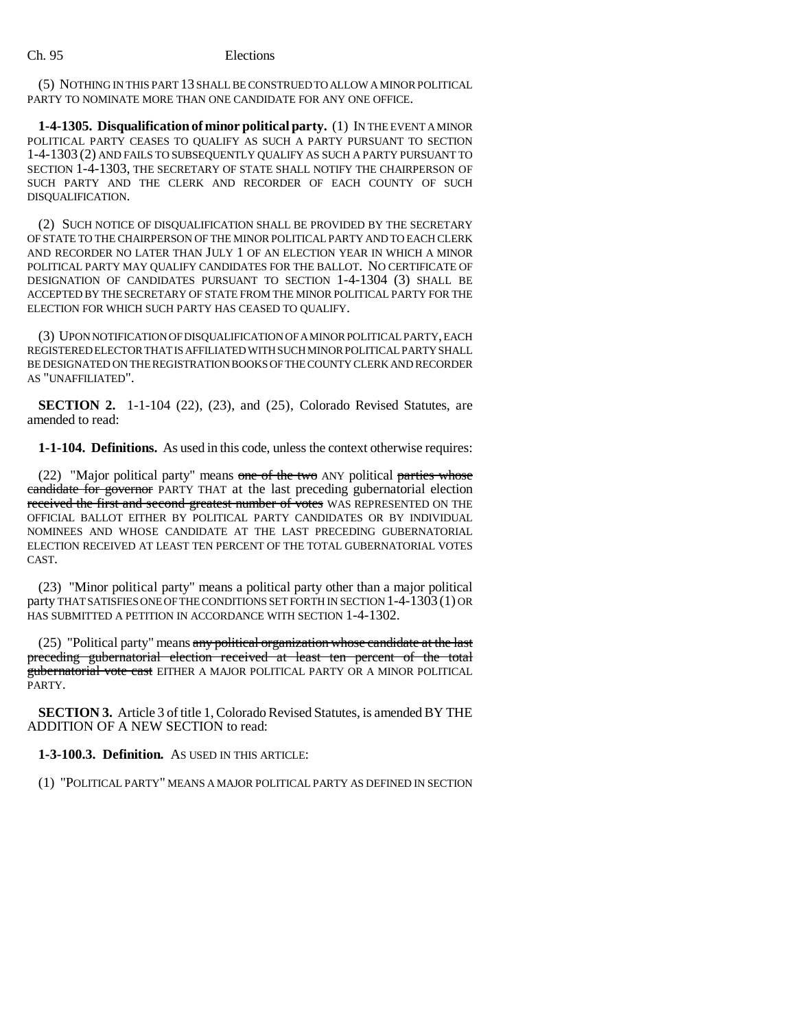(5) NOTHING IN THIS PART 13 SHALL BE CONSTRUED TO ALLOW A MINOR POLITICAL PARTY TO NOMINATE MORE THAN ONE CANDIDATE FOR ANY ONE OFFICE.

**1-4-1305. Disqualification of minor political party.** (1) IN THE EVENT A MINOR POLITICAL PARTY CEASES TO QUALIFY AS SUCH A PARTY PURSUANT TO SECTION 1-4-1303 (2) AND FAILS TO SUBSEQUENTLY QUALIFY AS SUCH A PARTY PURSUANT TO SECTION 1-4-1303, THE SECRETARY OF STATE SHALL NOTIFY THE CHAIRPERSON OF SUCH PARTY AND THE CLERK AND RECORDER OF EACH COUNTY OF SUCH DISQUALIFICATION.

(2) SUCH NOTICE OF DISQUALIFICATION SHALL BE PROVIDED BY THE SECRETARY OF STATE TO THE CHAIRPERSON OF THE MINOR POLITICAL PARTY AND TO EACH CLERK AND RECORDER NO LATER THAN JULY 1 OF AN ELECTION YEAR IN WHICH A MINOR POLITICAL PARTY MAY QUALIFY CANDIDATES FOR THE BALLOT. NO CERTIFICATE OF DESIGNATION OF CANDIDATES PURSUANT TO SECTION 1-4-1304 (3) SHALL BE ACCEPTED BY THE SECRETARY OF STATE FROM THE MINOR POLITICAL PARTY FOR THE ELECTION FOR WHICH SUCH PARTY HAS CEASED TO QUALIFY.

(3) UPON NOTIFICATION OF DISQUALIFICATION OF A MINOR POLITICAL PARTY, EACH REGISTERED ELECTOR THAT IS AFFILIATED WITH SUCH MINOR POLITICAL PARTY SHALL BE DESIGNATED ON THE REGISTRATION BOOKS OF THE COUNTY CLERK AND RECORDER AS "UNAFFILIATED".

**SECTION 2.** 1-1-104 (22), (23), and (25), Colorado Revised Statutes, are amended to read:

**1-1-104. Definitions.** As used in this code, unless the context otherwise requires:

(22) "Major political party" means ~~one of the two~~ ANY political ~~parties whose candidate for governor~~ PARTY THAT at the last preceding gubernatorial election ~~received the first and second greatest number of votes~~ WAS REPRESENTED ON THE OFFICIAL BALLOT EITHER BY POLITICAL PARTY CANDIDATES OR BY INDIVIDUAL NOMINEES AND WHOSE CANDIDATE AT THE LAST PRECEDING GUBERNATORIAL ELECTION RECEIVED AT LEAST TEN PERCENT OF THE TOTAL GUBERNATORIAL VOTES CAST.

(23) "Minor political party" means a political party other than a major political party THAT SATISFIES ONE OF THE CONDITIONS SET FORTH IN SECTION 1-4-1303 (1) OR HAS SUBMITTED A PETITION IN ACCORDANCE WITH SECTION 1-4-1302.

(25) "Political party" means ~~any political organization whose candidate at the last preceding gubernatorial election received at least ten percent of the total gubernatorial vote cast~~ EITHER A MAJOR POLITICAL PARTY OR A MINOR POLITICAL PARTY.

**SECTION 3.** Article 3 of title 1, Colorado Revised Statutes, is amended BY THE ADDITION OF A NEW SECTION to read:

**1-3-100.3. Definition.** AS USED IN THIS ARTICLE:

(1) "POLITICAL PARTY" MEANS A MAJOR POLITICAL PARTY AS DEFINED IN SECTION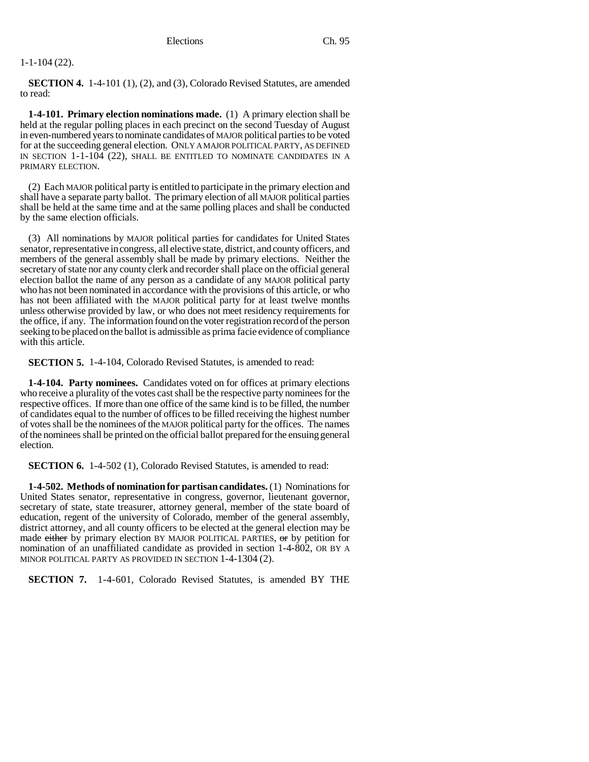1-1-104 (22).

**SECTION 4.** 1-4-101 (1), (2), and (3), Colorado Revised Statutes, are amended to read:

**1-4-101. Primary election nominations made.** (1) A primary election shall be held at the regular polling places in each precinct on the second Tuesday of August in even-numbered years to nominate candidates of MAJOR political parties to be voted for at the succeeding general election. ONLY A MAJOR POLITICAL PARTY, AS DEFINED IN SECTION 1-1-104 (22), SHALL BE ENTITLED TO NOMINATE CANDIDATES IN A PRIMARY ELECTION.

(2) Each MAJOR political party is entitled to participate in the primary election and shall have a separate party ballot. The primary election of all MAJOR political parties shall be held at the same time and at the same polling places and shall be conducted by the same election officials.

(3) All nominations by MAJOR political parties for candidates for United States senator, representative in congress, all elective state, district, and county officers, and members of the general assembly shall be made by primary elections. Neither the secretary of state nor any county clerk and recorder shall place on the official general election ballot the name of any person as a candidate of any MAJOR political party who has not been nominated in accordance with the provisions of this article, or who has not been affiliated with the MAJOR political party for at least twelve months unless otherwise provided by law, or who does not meet residency requirements for the office, if any. The information found on the voter registration record of the person seeking to be placed on the ballot is admissible as prima facie evidence of compliance with this article.

**SECTION 5.** 1-4-104, Colorado Revised Statutes, is amended to read:

**1-4-104. Party nominees.** Candidates voted on for offices at primary elections who receive a plurality of the votes cast shall be the respective party nominees for the respective offices. If more than one office of the same kind is to be filled, the number of candidates equal to the number of offices to be filled receiving the highest number of votes shall be the nominees of the MAJOR political party for the offices. The names of the nominees shall be printed on the official ballot prepared for the ensuing general election.

**SECTION 6.** 1-4-502 (1), Colorado Revised Statutes, is amended to read:

**1-4-502. Methods of nomination for partisan candidates.** (1) Nominations for United States senator, representative in congress, governor, lieutenant governor, secretary of state, state treasurer, attorney general, member of the state board of education, regent of the university of Colorado, member of the general assembly, district attorney, and all county officers to be elected at the general election may be made ~~either~~ by primary election BY MAJOR POLITICAL PARTIES, ~~or~~ by petition for nomination of an unaffiliated candidate as provided in section 1-4-802, OR BY A MINOR POLITICAL PARTY AS PROVIDED IN SECTION 1-4-1304 (2).

**SECTION 7.** 1-4-601, Colorado Revised Statutes, is amended BY THE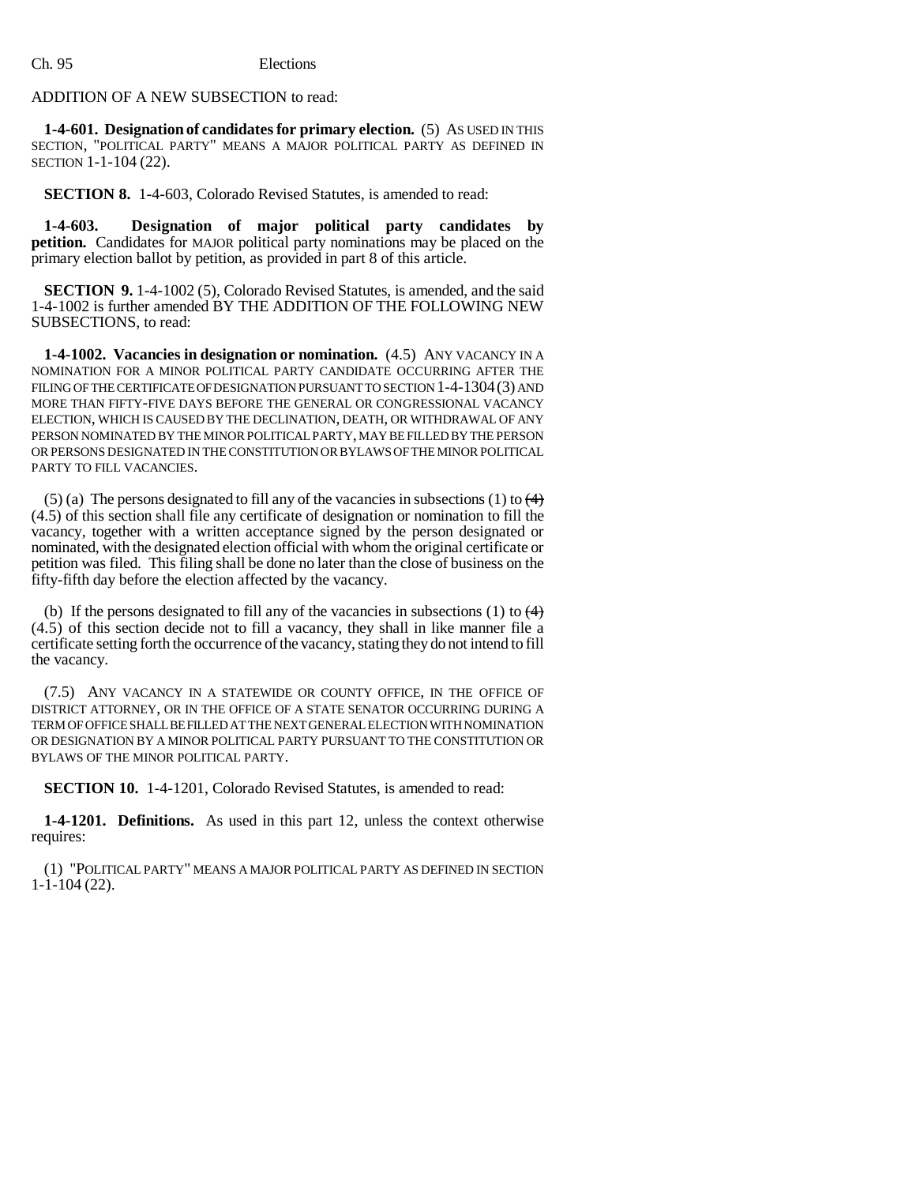ADDITION OF A NEW SUBSECTION to read:

**1-4-601. Designation of candidates for primary election.** (5) AS USED IN THIS SECTION, "POLITICAL PARTY" MEANS A MAJOR POLITICAL PARTY AS DEFINED IN SECTION 1-1-104 (22).

**SECTION 8.** 1-4-603, Colorado Revised Statutes, is amended to read:

**1-4-603. Designation of major political party candidates by petition.** Candidates for MAJOR political party nominations may be placed on the primary election ballot by petition, as provided in part 8 of this article.

**SECTION 9.** 1-4-1002 (5), Colorado Revised Statutes, is amended, and the said 1-4-1002 is further amended BY THE ADDITION OF THE FOLLOWING NEW SUBSECTIONS, to read:

**1-4-1002. Vacancies in designation or nomination.** (4.5) ANY VACANCY IN A NOMINATION FOR A MINOR POLITICAL PARTY CANDIDATE OCCURRING AFTER THE FILING OF THE CERTIFICATE OF DESIGNATION PURSUANT TO SECTION 1-4-1304 (3) AND MORE THAN FIFTY-FIVE DAYS BEFORE THE GENERAL OR CONGRESSIONAL VACANCY ELECTION, WHICH IS CAUSED BY THE DECLINATION, DEATH, OR WITHDRAWAL OF ANY PERSON NOMINATED BY THE MINOR POLITICAL PARTY, MAY BE FILLED BY THE PERSON OR PERSONS DESIGNATED IN THE CONSTITUTION OR BYLAWS OF THE MINOR POLITICAL PARTY TO FILL VACANCIES.

(5) (a) The persons designated to fill any of the vacancies in subsections (1) to ~~(4)~~ (4.5) of this section shall file any certificate of designation or nomination to fill the vacancy, together with a written acceptance signed by the person designated or nominated, with the designated election official with whom the original certificate or petition was filed. This filing shall be done no later than the close of business on the fifty-fifth day before the election affected by the vacancy.

(b) If the persons designated to fill any of the vacancies in subsections (1) to ~~(4)~~ (4.5) of this section decide not to fill a vacancy, they shall in like manner file a certificate setting forth the occurrence of the vacancy, stating they do not intend to fill the vacancy.

(7.5) ANY VACANCY IN A STATEWIDE OR COUNTY OFFICE, IN THE OFFICE OF DISTRICT ATTORNEY, OR IN THE OFFICE OF A STATE SENATOR OCCURRING DURING A TERM OF OFFICE SHALL BE FILLED AT THE NEXT GENERAL ELECTION WITH NOMINATION OR DESIGNATION BY A MINOR POLITICAL PARTY PURSUANT TO THE CONSTITUTION OR BYLAWS OF THE MINOR POLITICAL PARTY.

**SECTION 10.** 1-4-1201, Colorado Revised Statutes, is amended to read:

**1-4-1201. Definitions.** As used in this part 12, unless the context otherwise requires:

(1) "POLITICAL PARTY" MEANS A MAJOR POLITICAL PARTY AS DEFINED IN SECTION 1-1-104 (22).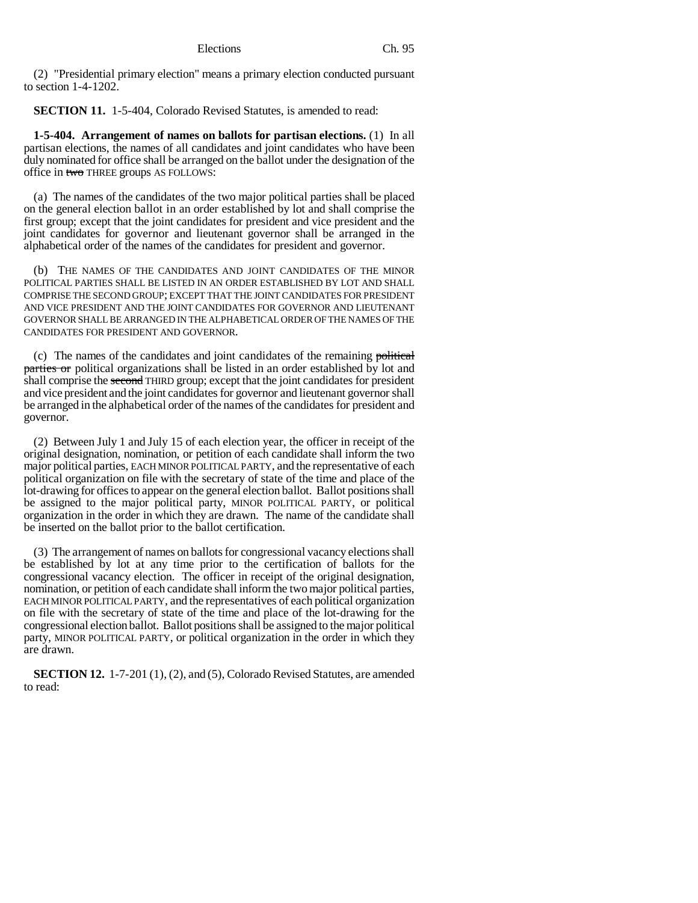(2) "Presidential primary election" means a primary election conducted pursuant to section 1-4-1202.

**SECTION 11.** 1-5-404, Colorado Revised Statutes, is amended to read:

**1-5-404. Arrangement of names on ballots for partisan elections.** (1) In all partisan elections, the names of all candidates and joint candidates who have been duly nominated for office shall be arranged on the ballot under the designation of the office in ~~two~~ THREE groups AS FOLLOWS:

(a) The names of the candidates of the two major political parties shall be placed on the general election ballot in an order established by lot and shall comprise the first group; except that the joint candidates for president and vice president and the joint candidates for governor and lieutenant governor shall be arranged in the alphabetical order of the names of the candidates for president and governor.

(b) THE NAMES OF THE CANDIDATES AND JOINT CANDIDATES OF THE MINOR POLITICAL PARTIES SHALL BE LISTED IN AN ORDER ESTABLISHED BY LOT AND SHALL COMPRISE THE SECOND GROUP; EXCEPT THAT THE JOINT CANDIDATES FOR PRESIDENT AND VICE PRESIDENT AND THE JOINT CANDIDATES FOR GOVERNOR AND LIEUTENANT GOVERNOR SHALL BE ARRANGED IN THE ALPHABETICAL ORDER OF THE NAMES OF THE CANDIDATES FOR PRESIDENT AND GOVERNOR.

(c) The names of the candidates and joint candidates of the remaining ~~political parties or~~ political organizations shall be listed in an order established by lot and shall comprise the ~~second~~ THIRD group; except that the joint candidates for president and vice president and the joint candidates for governor and lieutenant governor shall be arranged in the alphabetical order of the names of the candidates for president and governor.

(2) Between July 1 and July 15 of each election year, the officer in receipt of the original designation, nomination, or petition of each candidate shall inform the two major political parties, EACH MINOR POLITICAL PARTY, and the representative of each political organization on file with the secretary of state of the time and place of the lot-drawing for offices to appear on the general election ballot. Ballot positions shall be assigned to the major political party, MINOR POLITICAL PARTY, or political organization in the order in which they are drawn. The name of the candidate shall be inserted on the ballot prior to the ballot certification.

(3) The arrangement of names on ballots for congressional vacancy elections shall be established by lot at any time prior to the certification of ballots for the congressional vacancy election. The officer in receipt of the original designation, nomination, or petition of each candidate shall inform the two major political parties, EACH MINOR POLITICAL PARTY, and the representatives of each political organization on file with the secretary of state of the time and place of the lot-drawing for the congressional election ballot. Ballot positions shall be assigned to the major political party, MINOR POLITICAL PARTY, or political organization in the order in which they are drawn.

**SECTION 12.** 1-7-201 (1), (2), and (5), Colorado Revised Statutes, are amended to read: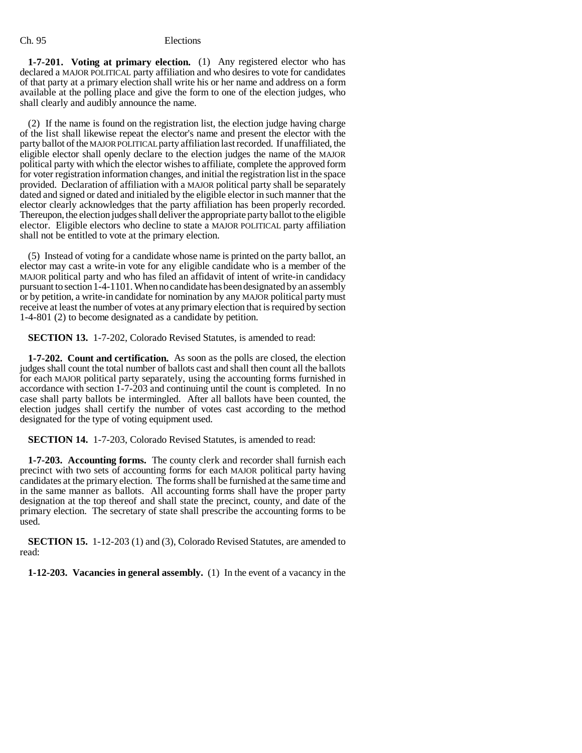**1-7-201. Voting at primary election.** (1) Any registered elector who has declared a MAJOR POLITICAL party affiliation and who desires to vote for candidates of that party at a primary election shall write his or her name and address on a form available at the polling place and give the form to one of the election judges, who shall clearly and audibly announce the name.

(2) If the name is found on the registration list, the election judge having charge of the list shall likewise repeat the elector's name and present the elector with the party ballot of the MAJOR POLITICAL party affiliation last recorded. If unaffiliated, the eligible elector shall openly declare to the election judges the name of the MAJOR political party with which the elector wishes to affiliate, complete the approved form for voter registration information changes, and initial the registration list in the space provided. Declaration of affiliation with a MAJOR political party shall be separately dated and signed or dated and initialed by the eligible elector in such manner that the elector clearly acknowledges that the party affiliation has been properly recorded. Thereupon, the election judges shall deliver the appropriate party ballot to the eligible elector. Eligible electors who decline to state a MAJOR POLITICAL party affiliation shall not be entitled to vote at the primary election.

(5) Instead of voting for a candidate whose name is printed on the party ballot, an elector may cast a write-in vote for any eligible candidate who is a member of the MAJOR political party and who has filed an affidavit of intent of write-in candidacy pursuant to section 1-4-1101. When no candidate has been designated by an assembly or by petition, a write-in candidate for nomination by any MAJOR political party must receive at least the number of votes at any primary election that is required by section 1-4-801 (2) to become designated as a candidate by petition.

**SECTION 13.** 1-7-202, Colorado Revised Statutes, is amended to read:

**1-7-202. Count and certification.** As soon as the polls are closed, the election judges shall count the total number of ballots cast and shall then count all the ballots for each MAJOR political party separately, using the accounting forms furnished in accordance with section 1-7-203 and continuing until the count is completed. In no case shall party ballots be intermingled. After all ballots have been counted, the election judges shall certify the number of votes cast according to the method designated for the type of voting equipment used.

**SECTION 14.** 1-7-203, Colorado Revised Statutes, is amended to read:

**1-7-203. Accounting forms.** The county clerk and recorder shall furnish each precinct with two sets of accounting forms for each MAJOR political party having candidates at the primary election. The forms shall be furnished at the same time and in the same manner as ballots. All accounting forms shall have the proper party designation at the top thereof and shall state the precinct, county, and date of the primary election. The secretary of state shall prescribe the accounting forms to be used.

**SECTION 15.** 1-12-203 (1) and (3), Colorado Revised Statutes, are amended to read:

**1-12-203. Vacancies in general assembly.** (1) In the event of a vacancy in the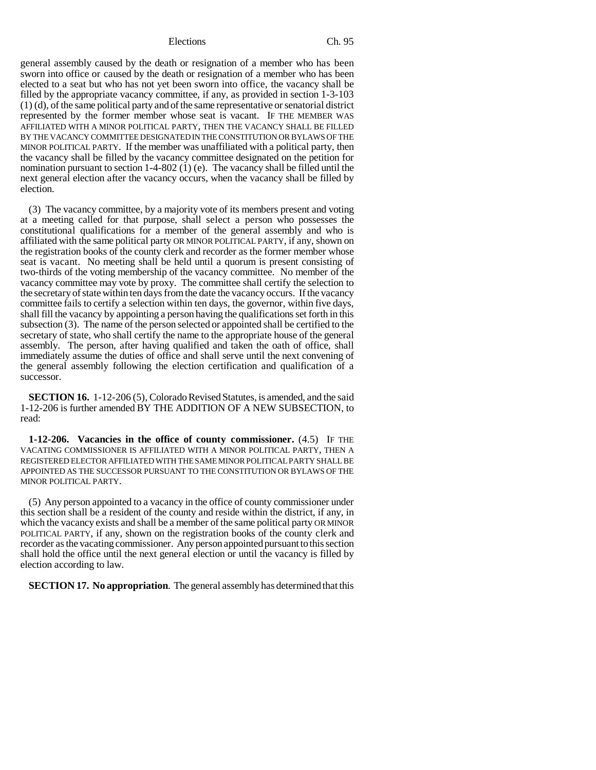general assembly caused by the death or resignation of a member who has been sworn into office or caused by the death or resignation of a member who has been elected to a seat but who has not yet been sworn into office, the vacancy shall be filled by the appropriate vacancy committee, if any, as provided in section 1-3-103 (1) (d), of the same political party and of the same representative or senatorial district represented by the former member whose seat is vacant. IF THE MEMBER WAS AFFILIATED WITH A MINOR POLITICAL PARTY, THEN THE VACANCY SHALL BE FILLED BY THE VACANCY COMMITTEE DESIGNATED IN THE CONSTITUTION OR BYLAWS OF THE MINOR POLITICAL PARTY. If the member was unaffiliated with a political party, then the vacancy shall be filled by the vacancy committee designated on the petition for nomination pursuant to section 1-4-802 (1) (e). The vacancy shall be filled until the next general election after the vacancy occurs, when the vacancy shall be filled by election.

(3) The vacancy committee, by a majority vote of its members present and voting at a meeting called for that purpose, shall select a person who possesses the constitutional qualifications for a member of the general assembly and who is affiliated with the same political party OR MINOR POLITICAL PARTY, if any, shown on the registration books of the county clerk and recorder as the former member whose seat is vacant. No meeting shall be held until a quorum is present consisting of two-thirds of the voting membership of the vacancy committee. No member of the vacancy committee may vote by proxy. The committee shall certify the selection to the secretary of state within ten days from the date the vacancy occurs. If the vacancy committee fails to certify a selection within ten days, the governor, within five days, shall fill the vacancy by appointing a person having the qualifications set forth in this subsection (3). The name of the person selected or appointed shall be certified to the secretary of state, who shall certify the name to the appropriate house of the general assembly. The person, after having qualified and taken the oath of office, shall immediately assume the duties of office and shall serve until the next convening of the general assembly following the election certification and qualification of a successor.

**SECTION 16.** 1-12-206 (5), Colorado Revised Statutes, is amended, and the said 1-12-206 is further amended BY THE ADDITION OF A NEW SUBSECTION, to read:

**1-12-206. Vacancies in the office of county commissioner.** (4.5) IF THE VACATING COMMISSIONER IS AFFILIATED WITH A MINOR POLITICAL PARTY, THEN A REGISTERED ELECTOR AFFILIATED WITH THE SAME MINOR POLITICAL PARTY SHALL BE APPOINTED AS THE SUCCESSOR PURSUANT TO THE CONSTITUTION OR BYLAWS OF THE MINOR POLITICAL PARTY.

(5) Any person appointed to a vacancy in the office of county commissioner under this section shall be a resident of the county and reside within the district, if any, in which the vacancy exists and shall be a member of the same political party OR MINOR POLITICAL PARTY, if any, shown on the registration books of the county clerk and recorder as the vacating commissioner. Any person appointed pursuant to this section shall hold the office until the next general election or until the vacancy is filled by election according to law.

**SECTION 17. No appropriation**. The general assembly has determined that this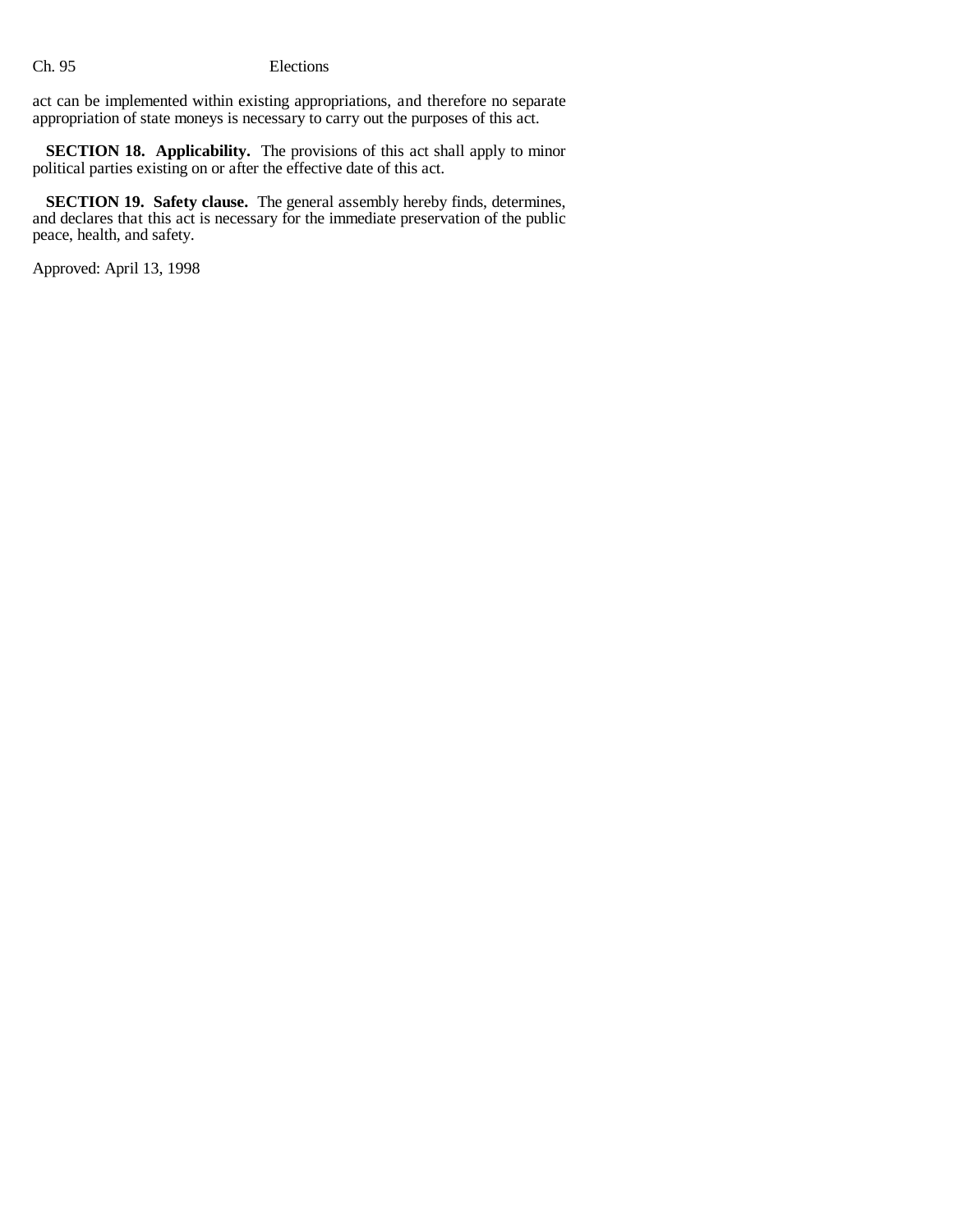act can be implemented within existing appropriations, and therefore no separate appropriation of state moneys is necessary to carry out the purposes of this act.

**SECTION 18. Applicability.** The provisions of this act shall apply to minor political parties existing on or after the effective date of this act.

**SECTION 19. Safety clause.** The general assembly hereby finds, determines, and declares that this act is necessary for the immediate preservation of the public peace, health, and safety.

Approved: April 13, 1998